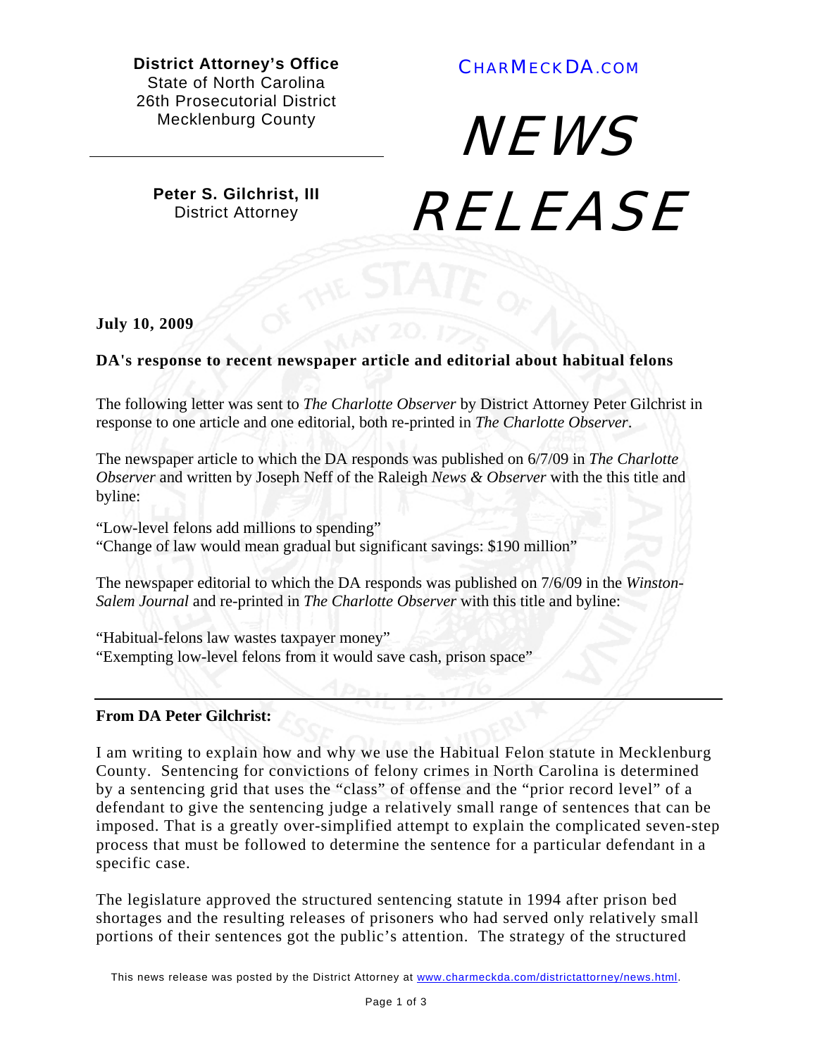**District Attorney's Office**
State of North Carolina
26th Prosecutorial District
Mecklenburg County

CHARMECKDA.COM

**Peter S. Gilchrist, III**
District Attorney

# NEWS RELEASE

**July 10, 2009**

**DA's response to recent newspaper article and editorial about habitual felons**

The following letter was sent to *The Charlotte Observer* by District Attorney Peter Gilchrist in response to one article and one editorial, both re-printed in *The Charlotte Observer*.

The newspaper article to which the DA responds was published on 6/7/09 in *The Charlotte Observer* and written by Joseph Neff of the Raleigh *News & Observer* with the this title and byline:

"Low-level felons add millions to spending"
"Change of law would mean gradual but significant savings: $190 million"

The newspaper editorial to which the DA responds was published on 7/6/09 in the *Winston-Salem Journal* and re-printed in *The Charlotte Observer* with this title and byline:

"Habitual-felons law wastes taxpayer money"
"Exempting low-level felons from it would save cash, prison space"

---

**From DA Peter Gilchrist:**

I am writing to explain how and why we use the Habitual Felon statute in Mecklenburg County. Sentencing for convictions of felony crimes in North Carolina is determined by a sentencing grid that uses the "class" of offense and the "prior record level" of a defendant to give the sentencing judge a relatively small range of sentences that can be imposed. That is a greatly over-simplified attempt to explain the complicated seven-step process that must be followed to determine the sentence for a particular defendant in a specific case.

The legislature approved the structured sentencing statute in 1994 after prison bed shortages and the resulting releases of prisoners who had served only relatively small portions of their sentences got the public's attention. The strategy of the structured

This news release was posted by the District Attorney at www.charmeckda.com/districtattorney/news.html.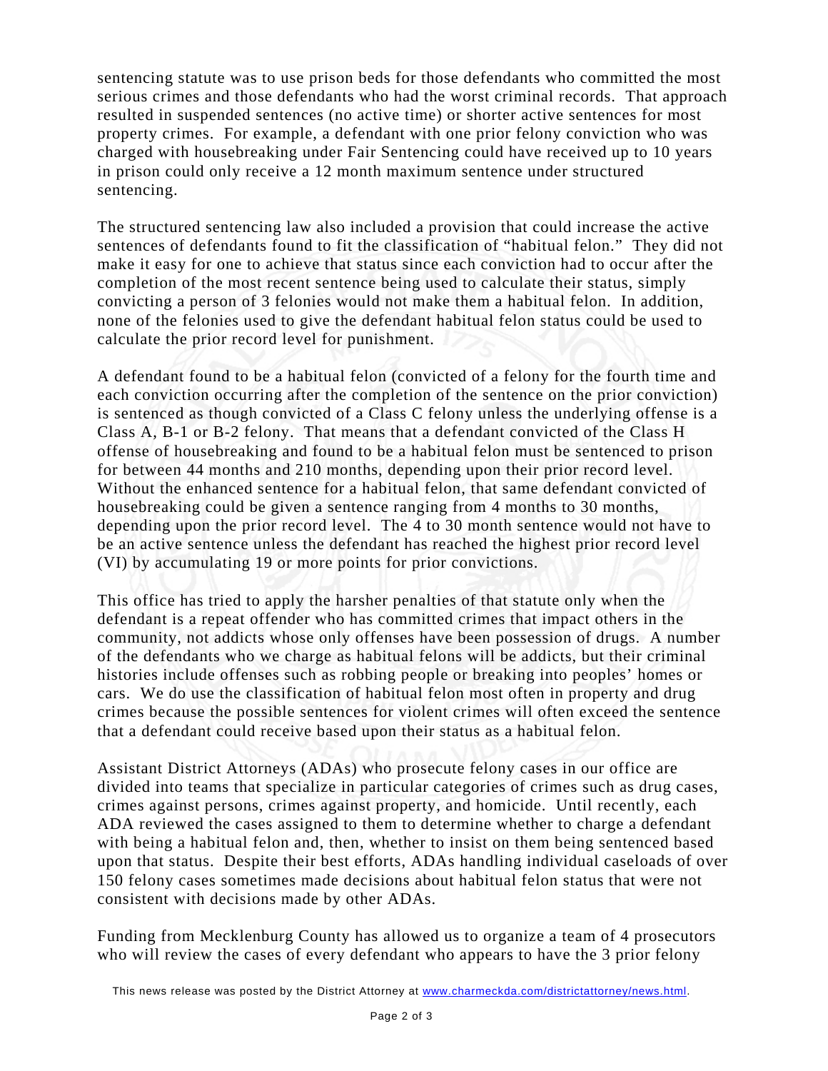sentencing statute was to use prison beds for those defendants who committed the most serious crimes and those defendants who had the worst criminal records. That approach resulted in suspended sentences (no active time) or shorter active sentences for most property crimes. For example, a defendant with one prior felony conviction who was charged with housebreaking under Fair Sentencing could have received up to 10 years in prison could only receive a 12 month maximum sentence under structured sentencing.

The structured sentencing law also included a provision that could increase the active sentences of defendants found to fit the classification of "habitual felon." They did not make it easy for one to achieve that status since each conviction had to occur after the completion of the most recent sentence being used to calculate their status, simply convicting a person of 3 felonies would not make them a habitual felon. In addition, none of the felonies used to give the defendant habitual felon status could be used to calculate the prior record level for punishment.

A defendant found to be a habitual felon (convicted of a felony for the fourth time and each conviction occurring after the completion of the sentence on the prior conviction) is sentenced as though convicted of a Class C felony unless the underlying offense is a Class A, B-1 or B-2 felony. That means that a defendant convicted of the Class H offense of housebreaking and found to be a habitual felon must be sentenced to prison for between 44 months and 210 months, depending upon their prior record level. Without the enhanced sentence for a habitual felon, that same defendant convicted of housebreaking could be given a sentence ranging from 4 months to 30 months, depending upon the prior record level. The 4 to 30 month sentence would not have to be an active sentence unless the defendant has reached the highest prior record level (VI) by accumulating 19 or more points for prior convictions.

This office has tried to apply the harsher penalties of that statute only when the defendant is a repeat offender who has committed crimes that impact others in the community, not addicts whose only offenses have been possession of drugs. A number of the defendants who we charge as habitual felons will be addicts, but their criminal histories include offenses such as robbing people or breaking into peoples' homes or cars. We do use the classification of habitual felon most often in property and drug crimes because the possible sentences for violent crimes will often exceed the sentence that a defendant could receive based upon their status as a habitual felon.

Assistant District Attorneys (ADAs) who prosecute felony cases in our office are divided into teams that specialize in particular categories of crimes such as drug cases, crimes against persons, crimes against property, and homicide. Until recently, each ADA reviewed the cases assigned to them to determine whether to charge a defendant with being a habitual felon and, then, whether to insist on them being sentenced based upon that status. Despite their best efforts, ADAs handling individual caseloads of over 150 felony cases sometimes made decisions about habitual felon status that were not consistent with decisions made by other ADAs.

Funding from Mecklenburg County has allowed us to organize a team of 4 prosecutors who will review the cases of every defendant who appears to have the 3 prior felony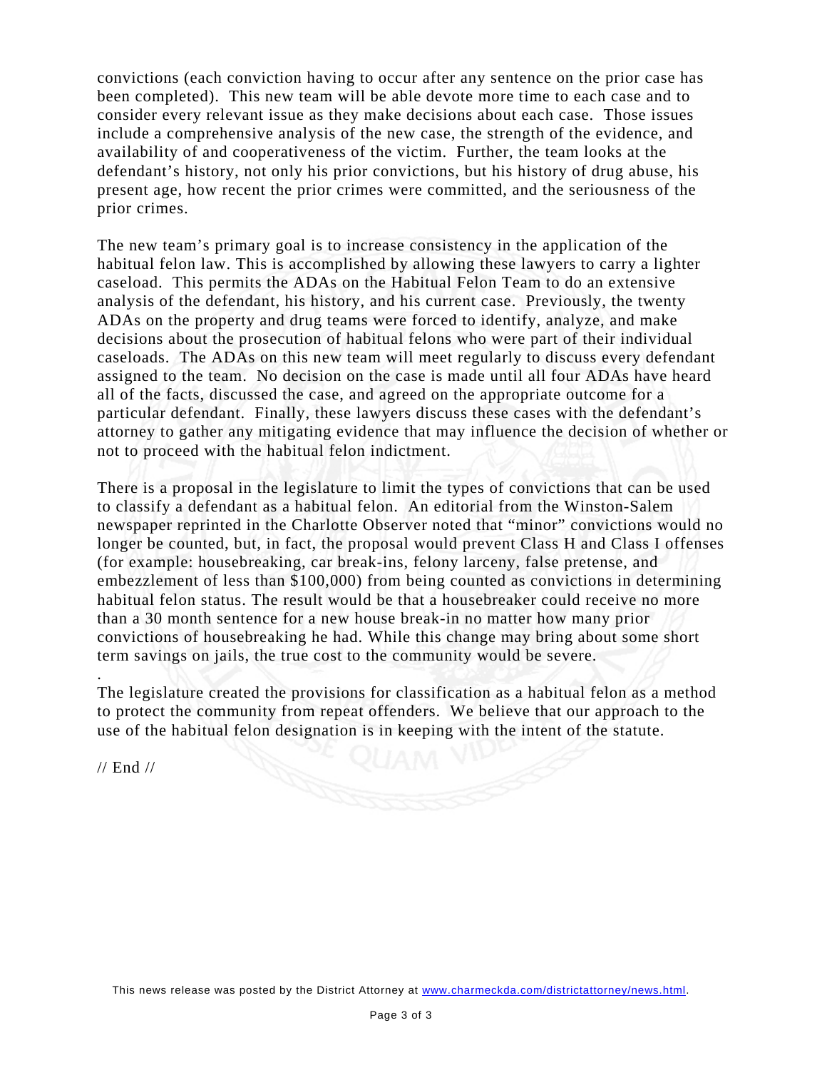convictions (each conviction having to occur after any sentence on the prior case has been completed). This new team will be able devote more time to each case and to consider every relevant issue as they make decisions about each case. Those issues include a comprehensive analysis of the new case, the strength of the evidence, and availability of and cooperativeness of the victim. Further, the team looks at the defendant's history, not only his prior convictions, but his history of drug abuse, his present age, how recent the prior crimes were committed, and the seriousness of the prior crimes.

The new team's primary goal is to increase consistency in the application of the habitual felon law. This is accomplished by allowing these lawyers to carry a lighter caseload. This permits the ADAs on the Habitual Felon Team to do an extensive analysis of the defendant, his history, and his current case. Previously, the twenty ADAs on the property and drug teams were forced to identify, analyze, and make decisions about the prosecution of habitual felons who were part of their individual caseloads. The ADAs on this new team will meet regularly to discuss every defendant assigned to the team. No decision on the case is made until all four ADAs have heard all of the facts, discussed the case, and agreed on the appropriate outcome for a particular defendant. Finally, these lawyers discuss these cases with the defendant's attorney to gather any mitigating evidence that may influence the decision of whether or not to proceed with the habitual felon indictment.

There is a proposal in the legislature to limit the types of convictions that can be used to classify a defendant as a habitual felon. An editorial from the Winston-Salem newspaper reprinted in the Charlotte Observer noted that "minor" convictions would no longer be counted, but, in fact, the proposal would prevent Class H and Class I offenses (for example: housebreaking, car break-ins, felony larceny, false pretense, and embezzlement of less than $100,000) from being counted as convictions in determining habitual felon status. The result would be that a housebreaker could receive no more than a 30 month sentence for a new house break-in no matter how many prior convictions of housebreaking he had. While this change may bring about some short term savings on jails, the true cost to the community would be severe.

.
The legislature created the provisions for classification as a habitual felon as a method to protect the community from repeat offenders. We believe that our approach to the use of the habitual felon designation is in keeping with the intent of the statute.

// End //

This news release was posted by the District Attorney at www.charmeckda.com/districtattorney/news.html.